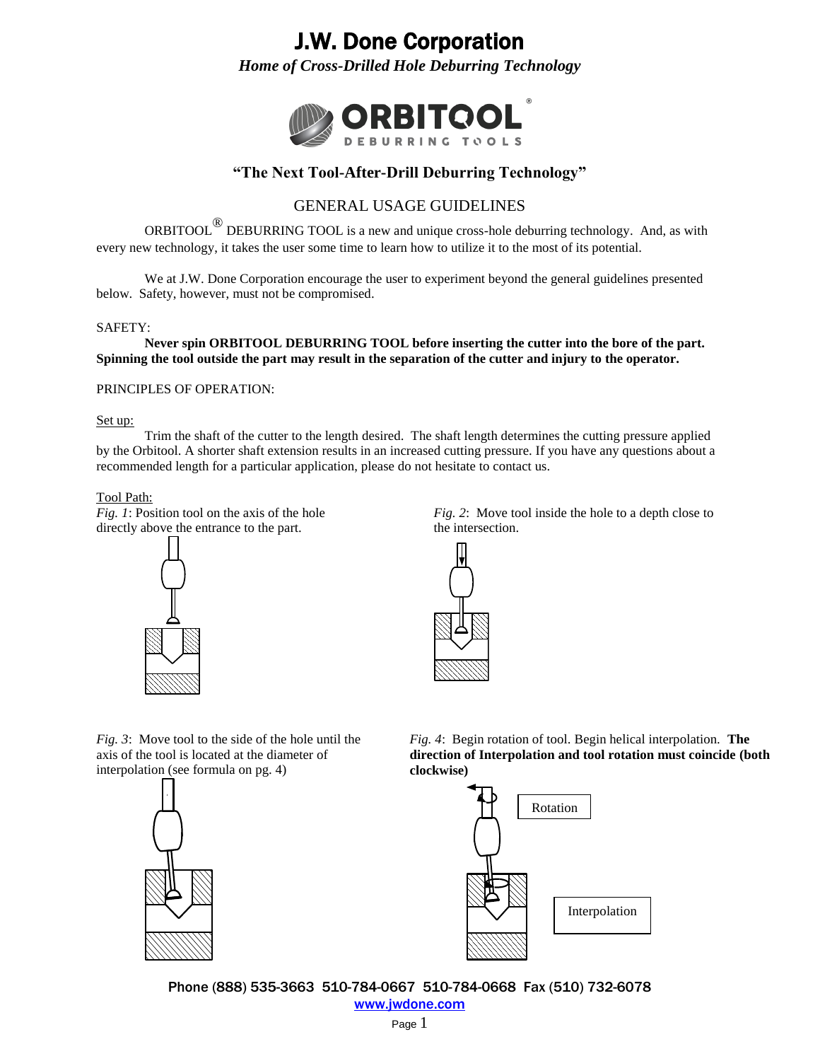# J.W. Done Corporation

*Home of Cross-Drilled Hole Deburring Technology*

ORBITOOL®
DEBURRING TOOLS

## "The Next Tool-After-Drill Deburring Technology"

## GENERAL USAGE GUIDELINES

ORBITOOL® DEBURRING TOOL is a new and unique cross-hole deburring technology. And, as with every new technology, it takes the user some time to learn how to utilize it to the most of its potential.

We at J.W. Done Corporation encourage the user to experiment beyond the general guidelines presented below. Safety, however, must not be compromised.

SAFETY:

**Never spin ORBITOOL DEBURRING TOOL before inserting the cutter into the bore of the part. Spinning the tool outside the part may result in the separation of the cutter and injury to the operator.**

PRINCIPLES OF OPERATION:

Set up:

Trim the shaft of the cutter to the length desired. The shaft length determines the cutting pressure applied by the Orbitool. A shorter shaft extension results in an increased cutting pressure. If you have any questions about a recommended length for a particular application, please do not hesitate to contact us.

Tool Path:

*Fig. 1*: Position tool on the axis of the hole directly above the entrance to the part.

*Fig. 2*: Move tool inside the hole to a depth close to the intersection.

*Fig. 3*: Move tool to the side of the hole until the axis of the tool is located at the diameter of interpolation (see formula on pg. 4)

*Fig. 4*: Begin rotation of tool. Begin helical interpolation. **The direction of Interpolation and tool rotation must coincide (both clockwise)**

Rotation

Interpolation

Phone (888) 535-3663 510-784-0667 510-784-0668 Fax (510) 732-6078
www.jwdone.com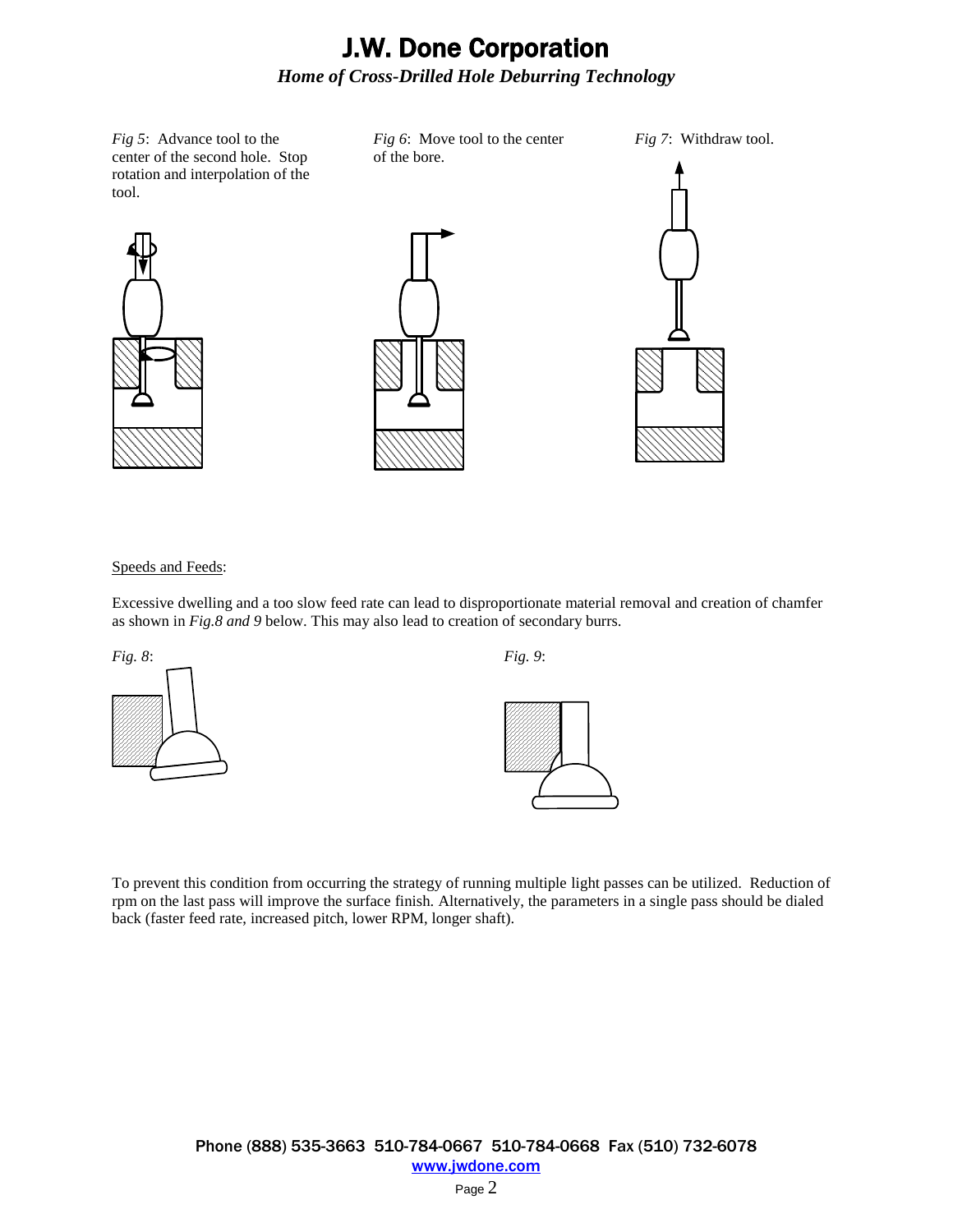*Fig 5*: Advance tool to the center of the second hole. Stop rotation and interpolation of the tool.

*Fig 6*: Move tool to the center of the bore.

*Fig 7*: Withdraw tool.

Speeds and Feeds:

Excessive dwelling and a too slow feed rate can lead to disproportionate material removal and creation of chamfer as shown in *Fig.8 and 9* below. This may also lead to creation of secondary burrs.

*Fig. 8*:

*Fig. 9*:

To prevent this condition from occurring the strategy of running multiple light passes can be utilized. Reduction of rpm on the last pass will improve the surface finish. Alternatively, the parameters in a single pass should be dialed back (faster feed rate, increased pitch, lower RPM, longer shaft).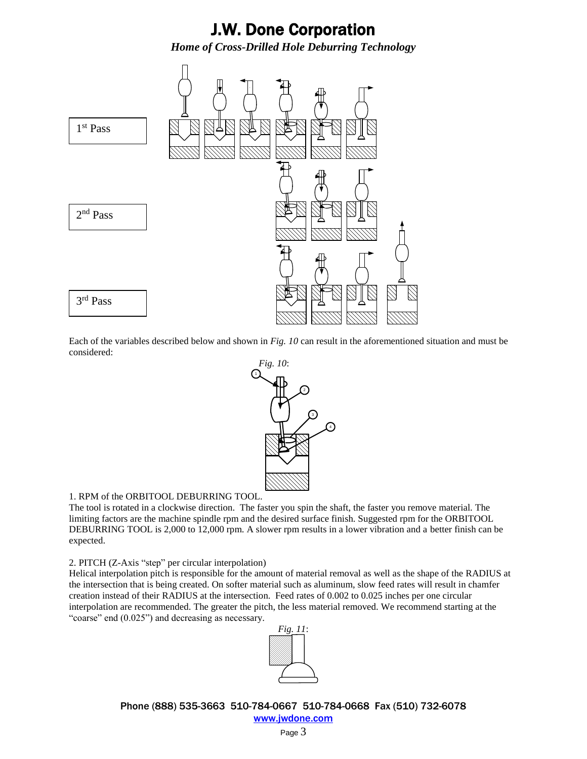# J.W. Done Corporation

***Home of Cross-Drilled Hole Deburring Technology***

1st Pass

2nd Pass

3rd Pass

Each of the variables described below and shown in *Fig. 10* can result in the aforementioned situation and must be considered:

*Fig. 10*:

1. RPM of the ORBITOOL DEBURRING TOOL.
The tool is rotated in a clockwise direction. The faster you spin the shaft, the faster you remove material. The limiting factors are the machine spindle rpm and the desired surface finish. Suggested rpm for the ORBITOOL DEBURRING TOOL is 2,000 to 12,000 rpm. A slower rpm results in a lower vibration and a better finish can be expected.

2. PITCH (Z-Axis "step" per circular interpolation)
Helical interpolation pitch is responsible for the amount of material removal as well as the shape of the RADIUS at the intersection that is being created. On softer material such as aluminum, slow feed rates will result in chamfer creation instead of their RADIUS at the intersection. Feed rates of 0.002 to 0.025 inches per one circular interpolation are recommended. The greater the pitch, the less material removed. We recommend starting at the "coarse" end (0.025") and decreasing as necessary.

*Fig. 11*:

Phone (888) 535-3663 510-784-0667 510-784-0668 Fax (510) 732-6078
www.jwdone.com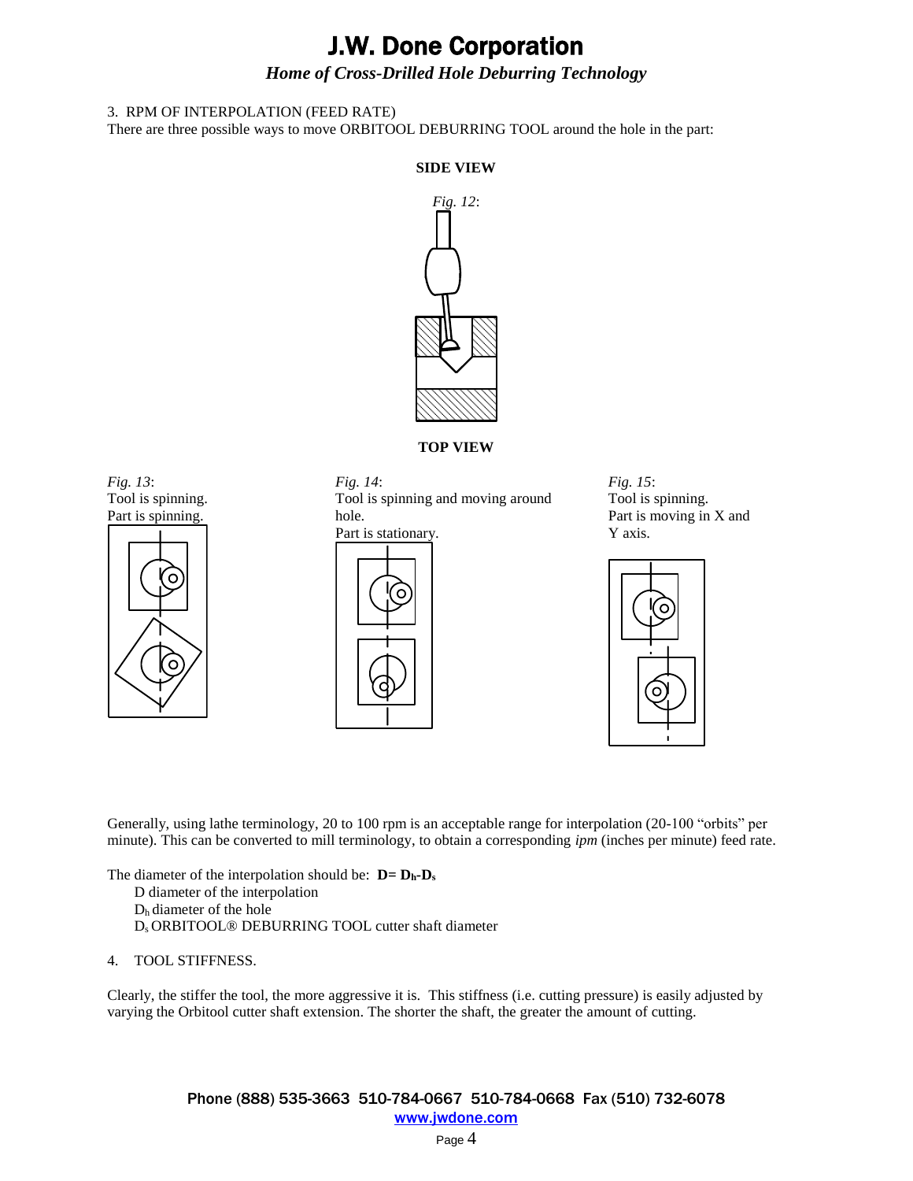3. RPM OF INTERPOLATION (FEED RATE)

There are three possible ways to move ORBITOOL DEBURRING TOOL around the hole in the part:

**SIDE VIEW**

*Fig. 12*:

**TOP VIEW**

*Fig. 13*:
Tool is spinning.
Part is spinning.

*Fig. 14*:
Tool is spinning and moving around hole.
Part is stationary.

*Fig. 15*:
Tool is spinning.
Part is moving in X and Y axis.

Generally, using lathe terminology, 20 to 100 rpm is an acceptable range for interpolation (20-100 "orbits" per minute). This can be converted to mill terminology, to obtain a corresponding *ipm* (inches per minute) feed rate.

The diameter of the interpolation should be: $\mathbf{D = D_h - D_s}$

- $D$ diameter of the interpolation
- $D_h$ diameter of the hole
- $D_s$ ORBITOOL® DEBURRING TOOL cutter shaft diameter

4. TOOL STIFFNESS.

Clearly, the stiffer the tool, the more aggressive it is. This stiffness (i.e. cutting pressure) is easily adjusted by varying the Orbitool cutter shaft extension. The shorter the shaft, the greater the amount of cutting.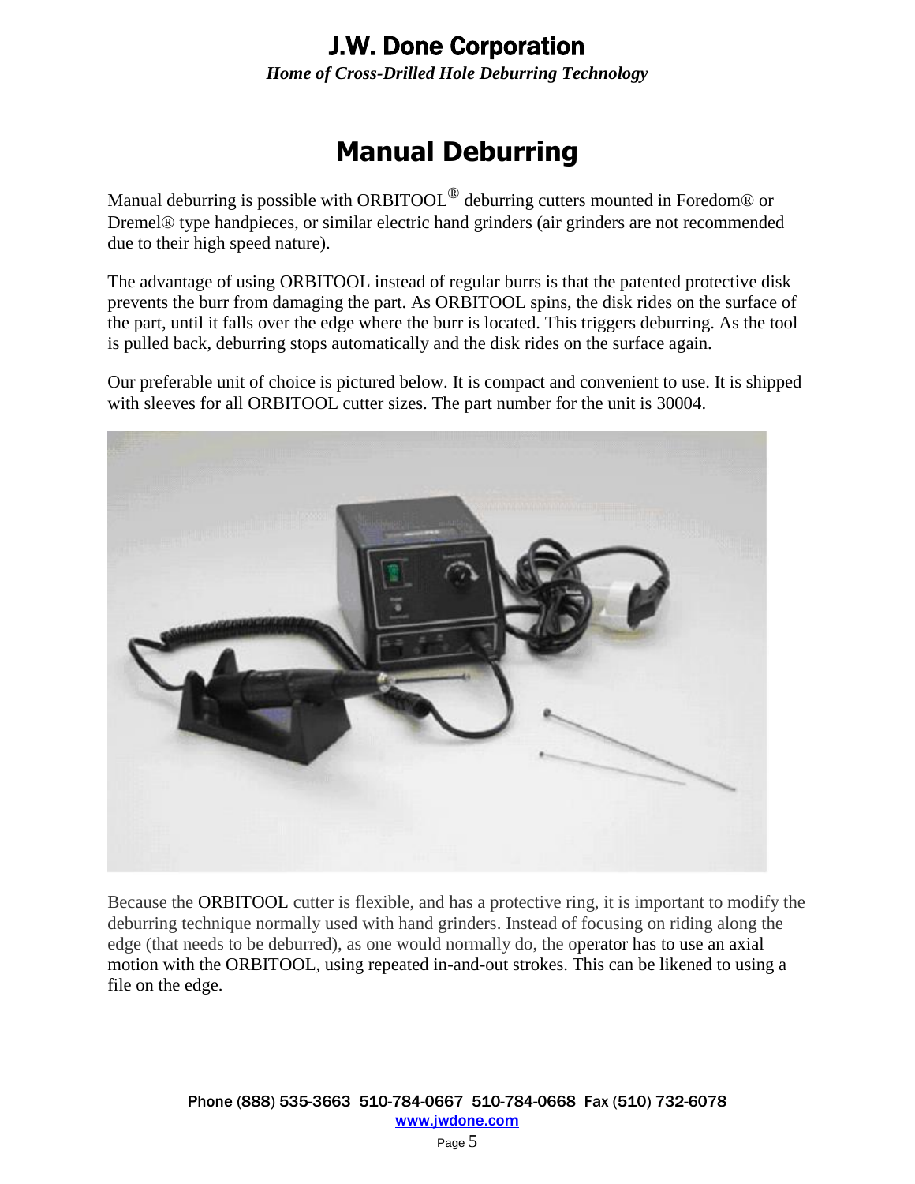# Manual Deburring

Manual deburring is possible with ORBITOOL® deburring cutters mounted in Foredom® or Dremel® type handpieces, or similar electric hand grinders (air grinders are not recommended due to their high speed nature).

The advantage of using ORBITOOL instead of regular burrs is that the patented protective disk prevents the burr from damaging the part. As ORBITOOL spins, the disk rides on the surface of the part, until it falls over the edge where the burr is located. This triggers deburring. As the tool is pulled back, deburring stops automatically and the disk rides on the surface again.

Our preferable unit of choice is pictured below. It is compact and convenient to use. It is shipped with sleeves for all ORBITOOL cutter sizes. The part number for the unit is 30004.

Because the ORBITOOL cutter is flexible, and has a protective ring, it is important to modify the deburring technique normally used with hand grinders. Instead of focusing on riding along the edge (that needs to be deburred), as one would normally do, the operator has to use an axial motion with the ORBITOOL, using repeated in-and-out strokes. This can be likened to using a file on the edge.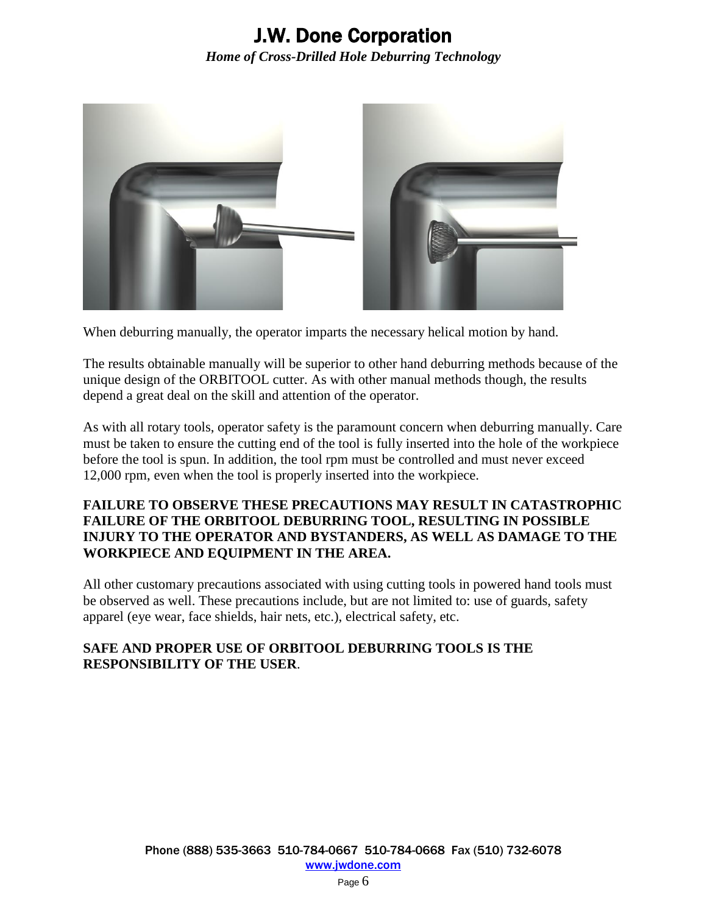When deburring manually, the operator imparts the necessary helical motion by hand.

The results obtainable manually will be superior to other hand deburring methods because of the unique design of the ORBITOOL cutter. As with other manual methods though, the results depend a great deal on the skill and attention of the operator.

As with all rotary tools, operator safety is the paramount concern when deburring manually. Care must be taken to ensure the cutting end of the tool is fully inserted into the hole of the workpiece before the tool is spun. In addition, the tool rpm must be controlled and must never exceed 12,000 rpm, even when the tool is properly inserted into the workpiece.

**FAILURE TO OBSERVE THESE PRECAUTIONS MAY RESULT IN CATASTROPHIC FAILURE OF THE ORBITOOL DEBURRING TOOL, RESULTING IN POSSIBLE INJURY TO THE OPERATOR AND BYSTANDERS, AS WELL AS DAMAGE TO THE WORKPIECE AND EQUIPMENT IN THE AREA.**

All other customary precautions associated with using cutting tools in powered hand tools must be observed as well. These precautions include, but are not limited to: use of guards, safety apparel (eye wear, face shields, hair nets, etc.), electrical safety, etc.

**SAFE AND PROPER USE OF ORBITOOL DEBURRING TOOLS IS THE RESPONSIBILITY OF THE USER**.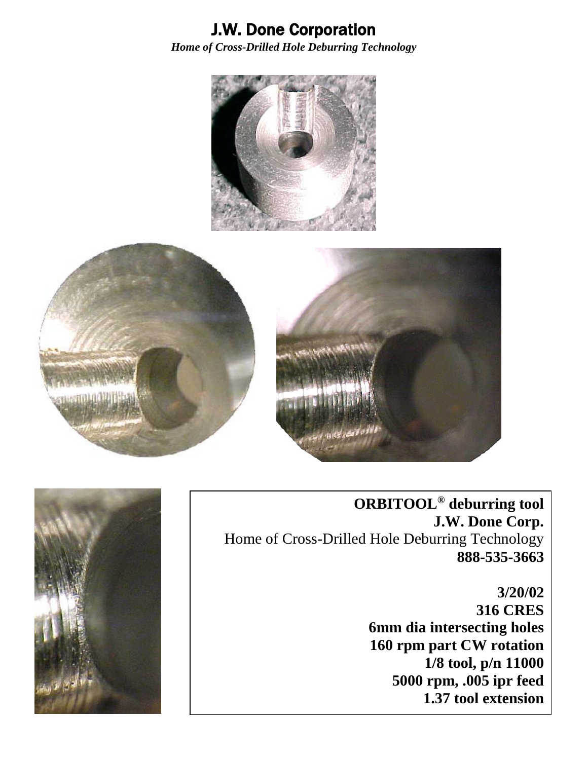# J.W. Done Corporation

*Home of Cross-Drilled Hole Deburring Technology*

**ORBITOOL® deburring tool**
**J.W. Done Corp.**
Home of Cross-Drilled Hole Deburring Technology
**888-535-3663**

**3/20/02**
**316 CRES**
**6mm dia intersecting holes**
**160 rpm part CW rotation**
**1/8 tool, p/n 11000**
**5000 rpm, .005 ipr feed**
**1.37 tool extension**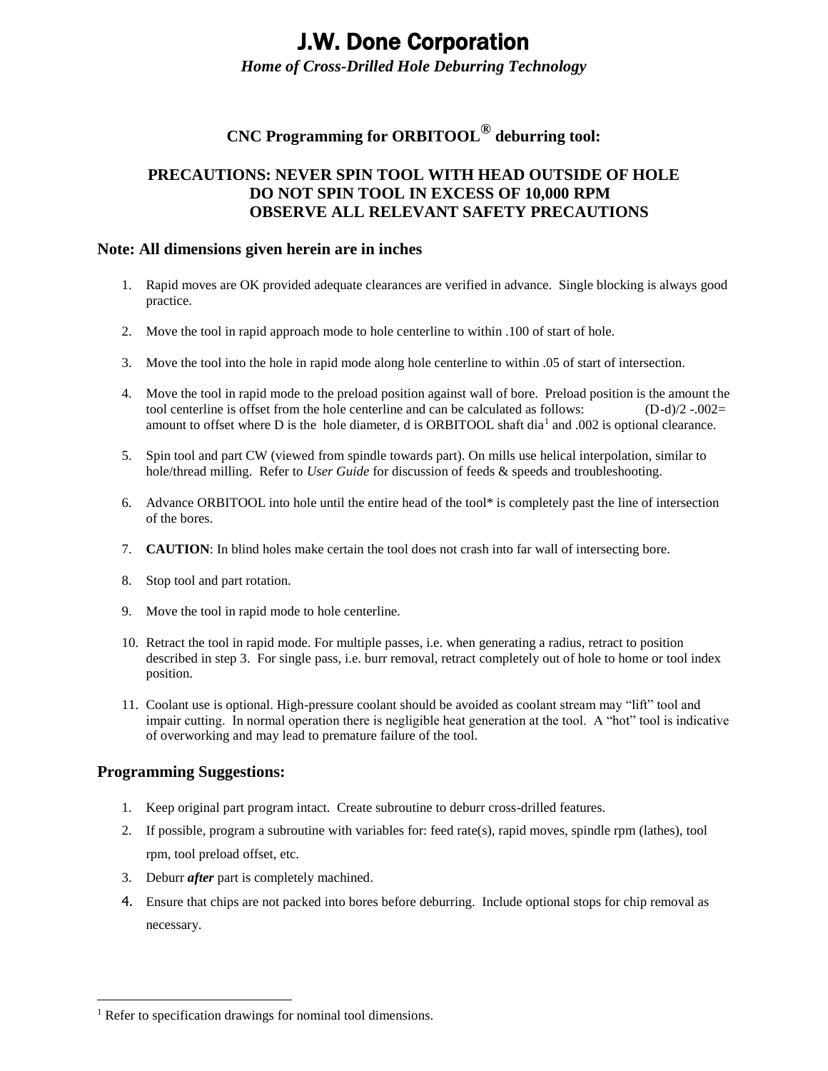# J.W. Done Corporation

*Home of Cross-Drilled Hole Deburring Technology*

## CNC Programming for ORBITOOL® deburring tool:

**PRECAUTIONS: NEVER SPIN TOOL WITH HEAD OUTSIDE OF HOLE**
**DO NOT SPIN TOOL IN EXCESS OF 10,000 RPM**
**OBSERVE ALL RELEVANT SAFETY PRECAUTIONS**

### Note: All dimensions given herein are in inches

1. Rapid moves are OK provided adequate clearances are verified in advance. Single blocking is always good practice.
2. Move the tool in rapid approach mode to hole centerline to within .100 of start of hole.
3. Move the tool into the hole in rapid mode along hole centerline to within .05 of start of intersection.
4. Move the tool in rapid mode to the preload position against wall of bore. Preload position is the amount the tool centerline is offset from the hole centerline and can be calculated as follows: (D-d)/2 -.002= amount to offset where D is the hole diameter, d is ORBITOOL shaft dia[1] and .002 is optional clearance.
5. Spin tool and part CW (viewed from spindle towards part). On mills use helical interpolation, similar to hole/thread milling. Refer to *User Guide* for discussion of feeds & speeds and troubleshooting.
6. Advance ORBITOOL into hole until the entire head of the tool* is completely past the line of intersection of the bores.
7. **CAUTION**: In blind holes make certain the tool does not crash into far wall of intersecting bore.
8. Stop tool and part rotation.
9. Move the tool in rapid mode to hole centerline.
10. Retract the tool in rapid mode. For multiple passes, i.e. when generating a radius, retract to position described in step 3. For single pass, i.e. burr removal, retract completely out of hole to home or tool index position.
11. Coolant use is optional. High-pressure coolant should be avoided as coolant stream may "lift" tool and impair cutting. In normal operation there is negligible heat generation at the tool. A "hot" tool is indicative of overworking and may lead to premature failure of the tool.

### Programming Suggestions:

1. Keep original part program intact. Create subroutine to deburr cross-drilled features.
2. If possible, program a subroutine with variables for: feed rate(s), rapid moves, spindle rpm (lathes), tool rpm, tool preload offset, etc.
3. Deburr ***after*** part is completely machined.
4. Ensure that chips are not packed into bores before deburring. Include optional stops for chip removal as necessary.

---

[1] Refer to specification drawings for nominal tool dimensions.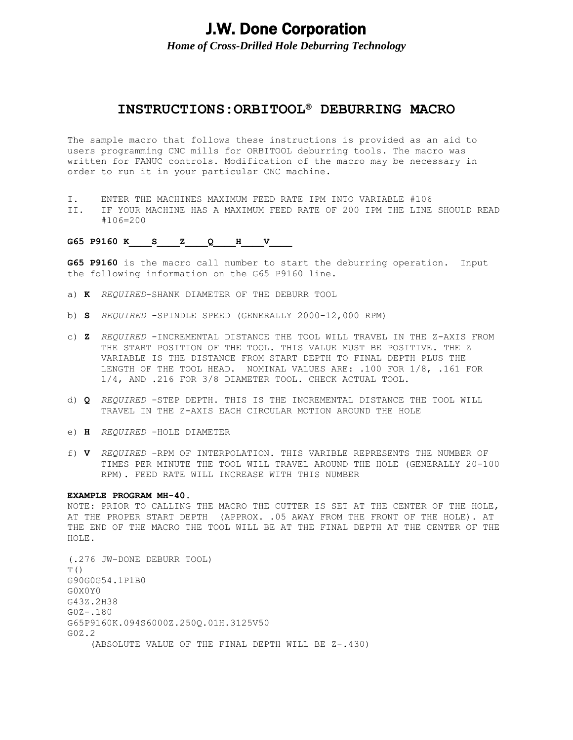# J.W. Done Corporation

*Home of Cross-Drilled Hole Deburring Technology*

## INSTRUCTIONS:ORBITOOL® DEBURRING MACRO

The sample macro that follows these instructions is provided as an aid to users programming CNC mills for ORBITOOL deburring tools. The macro was written for FANUC controls. Modification of the macro may be necessary in order to run it in your particular CNC machine.

I. ENTER THE MACHINES MAXIMUM FEED RATE IPM INTO VARIABLE #106
II. IF YOUR MACHINE HAS A MAXIMUM FEED RATE OF 200 IPM THE LINE SHOULD READ #106=200

**G65 P9160 K____S____Z____Q____H____V____**

**G65 P9160** is the macro call number to start the deburring operation. Input the following information on the G65 P9160 line.

a) **K** *REQUIRED*-SHANK DIAMETER OF THE DEBURR TOOL

b) **S** *REQUIRED* -SPINDLE SPEED (GENERALLY 2000-12,000 RPM)

c) **Z** *REQUIRED* -INCREMENTAL DISTANCE THE TOOL WILL TRAVEL IN THE Z-AXIS FROM THE START POSITION OF THE TOOL. THIS VALUE MUST BE POSITIVE. THE Z VARIABLE IS THE DISTANCE FROM START DEPTH TO FINAL DEPTH PLUS THE LENGTH OF THE TOOL HEAD. NOMINAL VALUES ARE: .100 FOR 1/8, .161 FOR 1/4, AND .216 FOR 3/8 DIAMETER TOOL. CHECK ACTUAL TOOL.

d) **Q** *REQUIRED* -STEP DEPTH. THIS IS THE INCREMENTAL DISTANCE THE TOOL WILL TRAVEL IN THE Z-AXIS EACH CIRCULAR MOTION AROUND THE HOLE

e) **H** *REQUIRED* -HOLE DIAMETER

f) **V** *REQUIRED* -RPM OF INTERPOLATION. THIS VARIBLE REPRESENTS THE NUMBER OF TIMES PER MINUTE THE TOOL WILL TRAVEL AROUND THE HOLE (GENERALLY 20-100 RPM). FEED RATE WILL INCREASE WITH THIS NUMBER

**EXAMPLE PROGRAM MH-40.**

NOTE: PRIOR TO CALLING THE MACRO THE CUTTER IS SET AT THE CENTER OF THE HOLE, AT THE PROPER START DEPTH (APPROX. .05 AWAY FROM THE FRONT OF THE HOLE). AT THE END OF THE MACRO THE TOOL WILL BE AT THE FINAL DEPTH AT THE CENTER OF THE HOLE.

```
(.276 JW-DONE DEBURR TOOL)
T()
G90G0G54.1P1B0
G0X0Y0
G43Z.2H38
G0Z-.180
G65P9160K.094S6000Z.250Q.01H.3125V50
G0Z.2
    (ABSOLUTE VALUE OF THE FINAL DEPTH WILL BE Z-.430)
```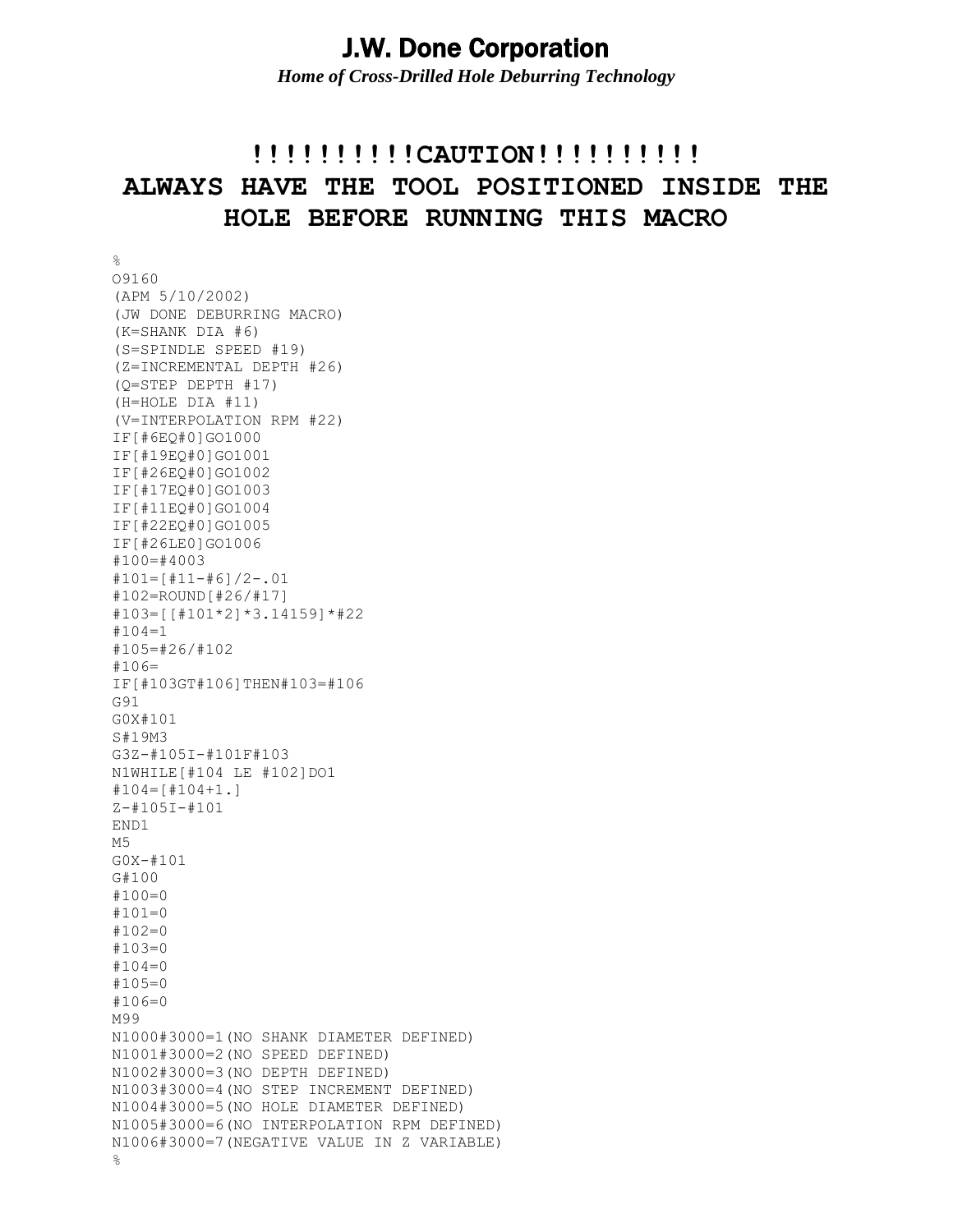# J.W. Done Corporation

*Home of Cross-Drilled Hole Deburring Technology*

## !!!!!!!!!!CAUTION!!!!!!!!!!
## ALWAYS HAVE THE TOOL POSITIONED INSIDE THE HOLE BEFORE RUNNING THIS MACRO

```
%
O9160
(APM 5/10/2002)
(JW DONE DEBURRING MACRO)
(K=SHANK DIA #6)
(S=SPINDLE SPEED #19)
(Z=INCREMENTAL DEPTH #26)
(Q=STEP DEPTH #17)
(H=HOLE DIA #11)
(V=INTERPOLATION RPM #22)
IF[#6EQ#0]GO1000
IF[#19EQ#0]GO1001
IF[#26EQ#0]GO1002
IF[#17EQ#0]GO1003
IF[#11EQ#0]GO1004
IF[#22EQ#0]GO1005
IF[#26LE0]GO1006
#100=#4003
#101=[#11-#6]/2-.01
#102=ROUND[#26/#17]
#103=[[#101*2]*3.14159]*#22
#104=1
#105=#26/#102
#106=
IF[#103GT#106]THEN#103=#106
G91
G0X#101
S#19M3
G3Z-#105I-#101F#103
N1WHILE[#104 LE #102]DO1
#104=[#104+1.]
Z-#105I-#101
END1
M5
G0X-#101
G#100
#100=0
#101=0
#102=0
#103=0
#104=0
#105=0
#106=0
M99
N1000#3000=1(NO SHANK DIAMETER DEFINED)
N1001#3000=2(NO SPEED DEFINED)
N1002#3000=3(NO DEPTH DEFINED)
N1003#3000=4(NO STEP INCREMENT DEFINED)
N1004#3000=5(NO HOLE DIAMETER DEFINED)
N1005#3000=6(NO INTERPOLATION RPM DEFINED)
N1006#3000=7(NEGATIVE VALUE IN Z VARIABLE)
%
```